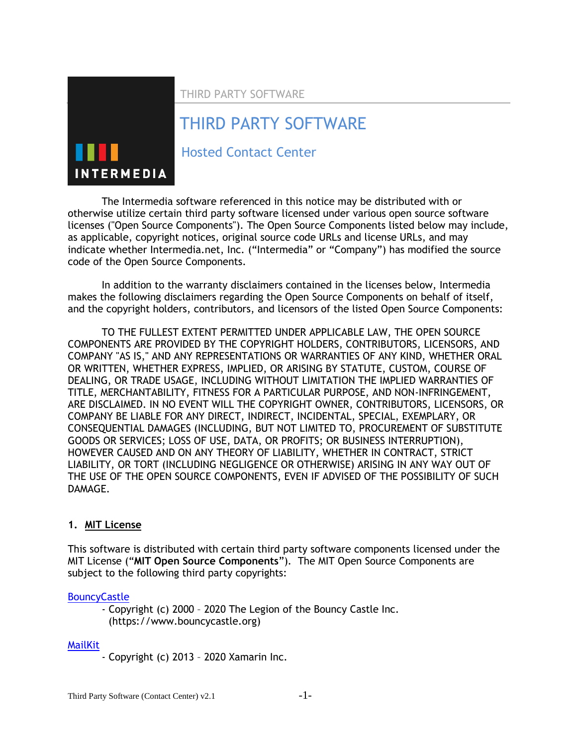# THIRD PARTY SOFTWARE

## Hosted Contact Center

The Intermedia software referenced in this notice may be distributed with or otherwise utilize certain third party software licensed under various open source software licenses ("Open Source Components"). The Open Source Components listed below may include, as applicable, copyright notices, original source code URLs and license URLs, and may indicate whether Intermedia.net, Inc. ("Intermedia" or "Company") has modified the source code of the Open Source Components.

In addition to the warranty disclaimers contained in the licenses below, Intermedia makes the following disclaimers regarding the Open Source Components on behalf of itself, and the copyright holders, contributors, and licensors of the listed Open Source Components:

TO THE FULLEST EXTENT PERMITTED UNDER APPLICABLE LAW, THE OPEN SOURCE COMPONENTS ARE PROVIDED BY THE COPYRIGHT HOLDERS, CONTRIBUTORS, LICENSORS, AND COMPANY "AS IS," AND ANY REPRESENTATIONS OR WARRANTIES OF ANY KIND, WHETHER ORAL OR WRITTEN, WHETHER EXPRESS, IMPLIED, OR ARISING BY STATUTE, CUSTOM, COURSE OF DEALING, OR TRADE USAGE, INCLUDING WITHOUT LIMITATION THE IMPLIED WARRANTIES OF TITLE, MERCHANTABILITY, FITNESS FOR A PARTICULAR PURPOSE, AND NON-INFRINGEMENT, ARE DISCLAIMED. IN NO EVENT WILL THE COPYRIGHT OWNER, CONTRIBUTORS, LICENSORS, OR COMPANY BE LIABLE FOR ANY DIRECT, INDIRECT, INCIDENTAL, SPECIAL, EXEMPLARY, OR CONSEQUENTIAL DAMAGES (INCLUDING, BUT NOT LIMITED TO, PROCUREMENT OF SUBSTITUTE GOODS OR SERVICES; LOSS OF USE, DATA, OR PROFITS; OR BUSINESS INTERRUPTION), HOWEVER CAUSED AND ON ANY THEORY OF LIABILITY, WHETHER IN CONTRACT, STRICT LIABILITY, OR TORT (INCLUDING NEGLIGENCE OR OTHERWISE) ARISING IN ANY WAY OUT OF THE USE OF THE OPEN SOURCE COMPONENTS, EVEN IF ADVISED OF THE POSSIBILITY OF SUCH DAMAGE.

### 1. MIT License

This software is distributed with certain third party software components licensed under the MIT License ("**MIT Open Source Components**"). The MIT Open Source Components are subject to the following third party copyrights:

BouncyCastle

- Copyright (c) 2000 – 2020 The Legion of the Bouncy Castle Inc. (https://www.bouncycastle.org)

MailKit

- Copyright (c) 2013 – 2020 Xamarin Inc.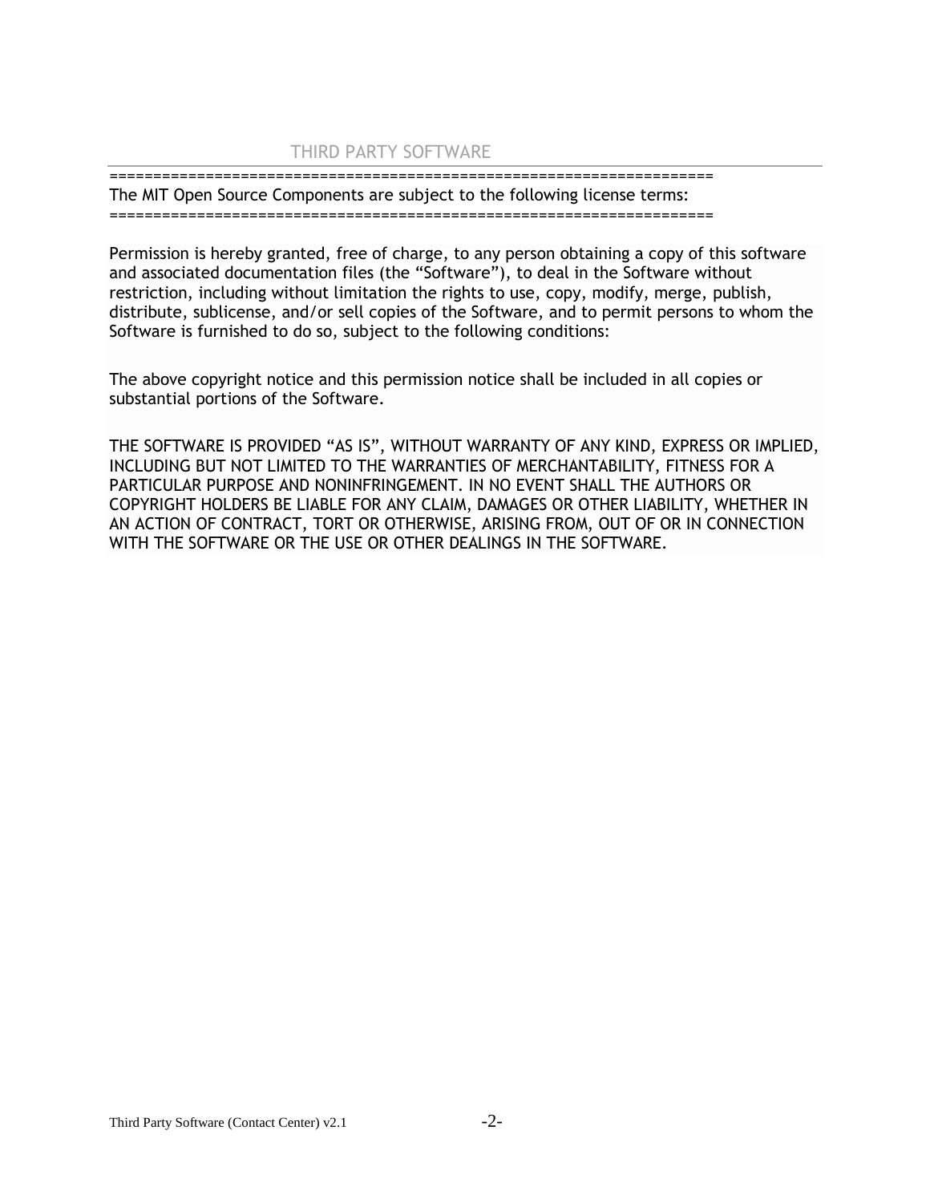====================================================================
The MIT Open Source Components are subject to the following license terms:
====================================================================

Permission is hereby granted, free of charge, to any person obtaining a copy of this software and associated documentation files (the “Software”), to deal in the Software without restriction, including without limitation the rights to use, copy, modify, merge, publish, distribute, sublicense, and/or sell copies of the Software, and to permit persons to whom the Software is furnished to do so, subject to the following conditions:

The above copyright notice and this permission notice shall be included in all copies or substantial portions of the Software.

THE SOFTWARE IS PROVIDED “AS IS”, WITHOUT WARRANTY OF ANY KIND, EXPRESS OR IMPLIED, INCLUDING BUT NOT LIMITED TO THE WARRANTIES OF MERCHANTABILITY, FITNESS FOR A PARTICULAR PURPOSE AND NONINFRINGEMENT. IN NO EVENT SHALL THE AUTHORS OR COPYRIGHT HOLDERS BE LIABLE FOR ANY CLAIM, DAMAGES OR OTHER LIABILITY, WHETHER IN AN ACTION OF CONTRACT, TORT OR OTHERWISE, ARISING FROM, OUT OF OR IN CONNECTION WITH THE SOFTWARE OR THE USE OR OTHER DEALINGS IN THE SOFTWARE.